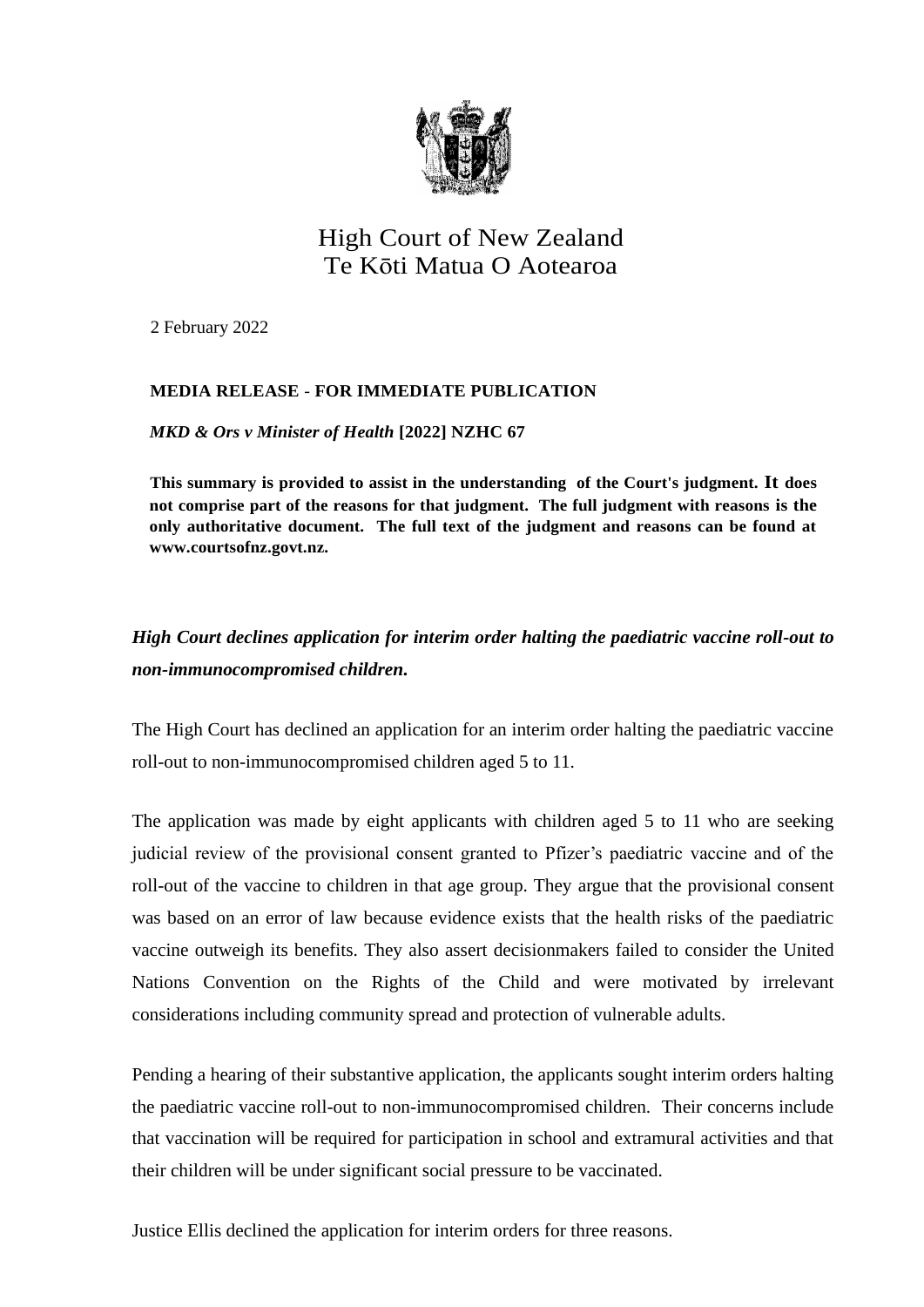# High Court of New Zealand
# Te Kōti Matua O Aotearoa

2 February 2022

**MEDIA RELEASE - FOR IMMEDIATE PUBLICATION**

***MKD & Ors v Minister of Health* [2022] NZHC 67**

**This summary is provided to assist in the understanding of the Court's judgment. It does not comprise part of the reasons for that judgment. The full judgment with reasons is the only authoritative document. The full text of the judgment and reasons can be found at www.courtsofnz.govt.nz.**

***High Court declines application for interim order halting the paediatric vaccine roll-out to non-immunocompromised children.***

The High Court has declined an application for an interim order halting the paediatric vaccine roll-out to non-immunocompromised children aged 5 to 11.

The application was made by eight applicants with children aged 5 to 11 who are seeking judicial review of the provisional consent granted to Pfizer's paediatric vaccine and of the roll-out of the vaccine to children in that age group. They argue that the provisional consent was based on an error of law because evidence exists that the health risks of the paediatric vaccine outweigh its benefits. They also assert decisionmakers failed to consider the United Nations Convention on the Rights of the Child and were motivated by irrelevant considerations including community spread and protection of vulnerable adults.

Pending a hearing of their substantive application, the applicants sought interim orders halting the paediatric vaccine roll-out to non-immunocompromised children. Their concerns include that vaccination will be required for participation in school and extramural activities and that their children will be under significant social pressure to be vaccinated.

Justice Ellis declined the application for interim orders for three reasons.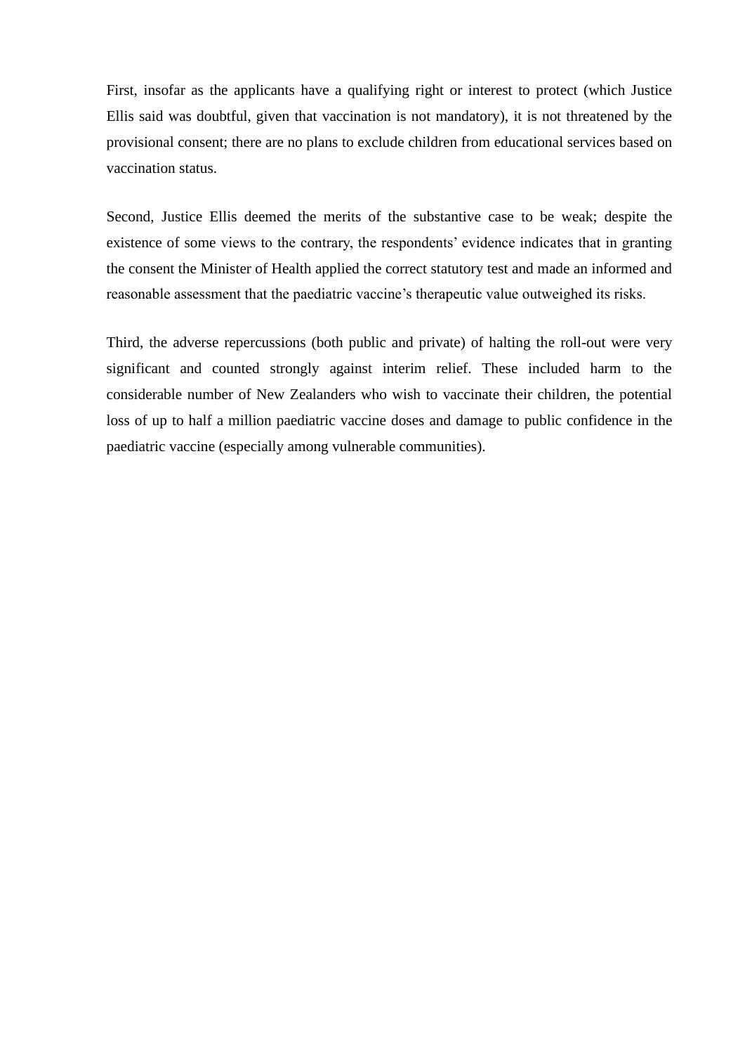First, insofar as the applicants have a qualifying right or interest to protect (which Justice Ellis said was doubtful, given that vaccination is not mandatory), it is not threatened by the provisional consent; there are no plans to exclude children from educational services based on vaccination status.

Second, Justice Ellis deemed the merits of the substantive case to be weak; despite the existence of some views to the contrary, the respondents' evidence indicates that in granting the consent the Minister of Health applied the correct statutory test and made an informed and reasonable assessment that the paediatric vaccine's therapeutic value outweighed its risks.

Third, the adverse repercussions (both public and private) of halting the roll-out were very significant and counted strongly against interim relief. These included harm to the considerable number of New Zealanders who wish to vaccinate their children, the potential loss of up to half a million paediatric vaccine doses and damage to public confidence in the paediatric vaccine (especially among vulnerable communities).